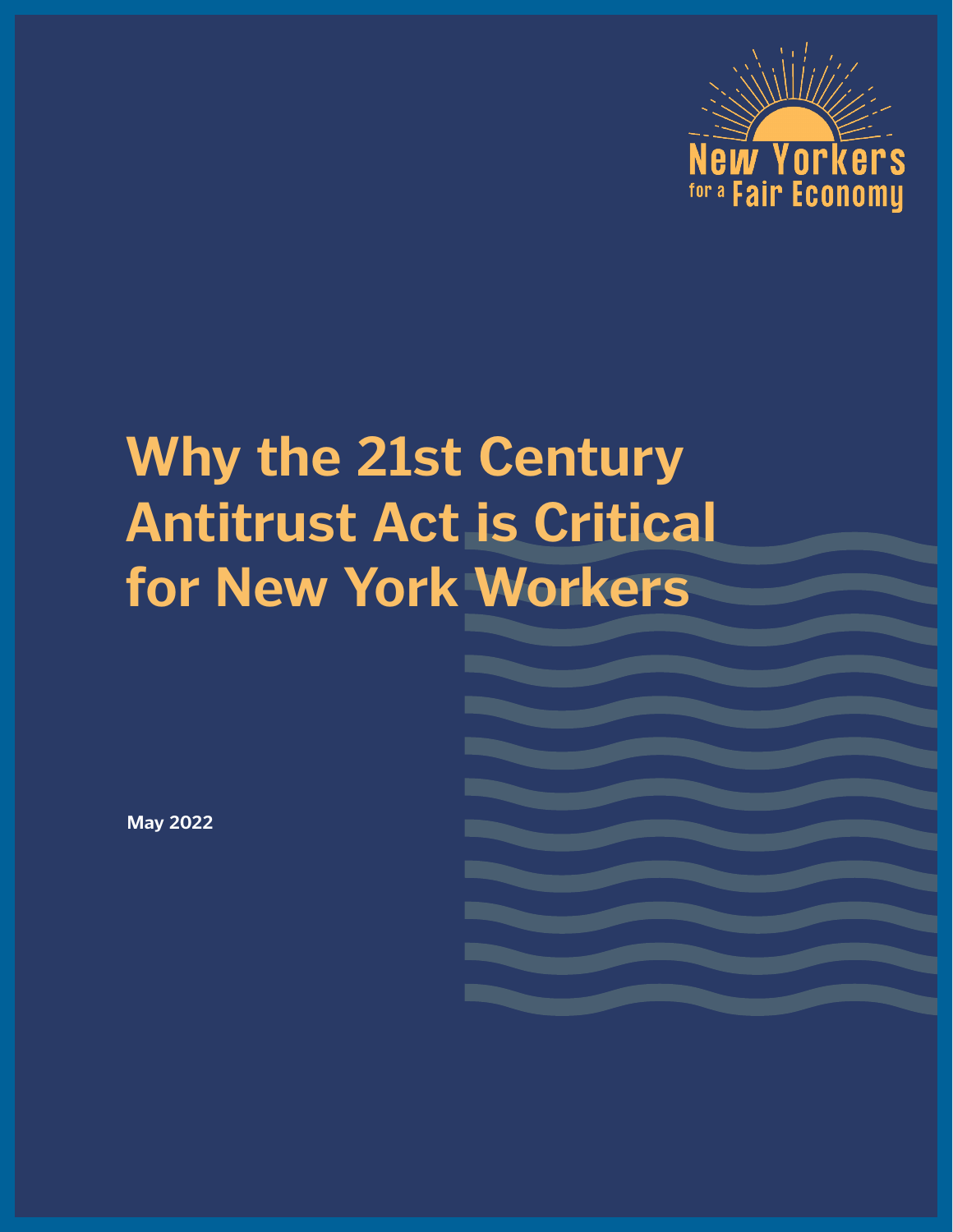New Yorkers for a Fair Economy

# Why the 21st Century Antitrust Act is Critical for New York Workers

**May 2022**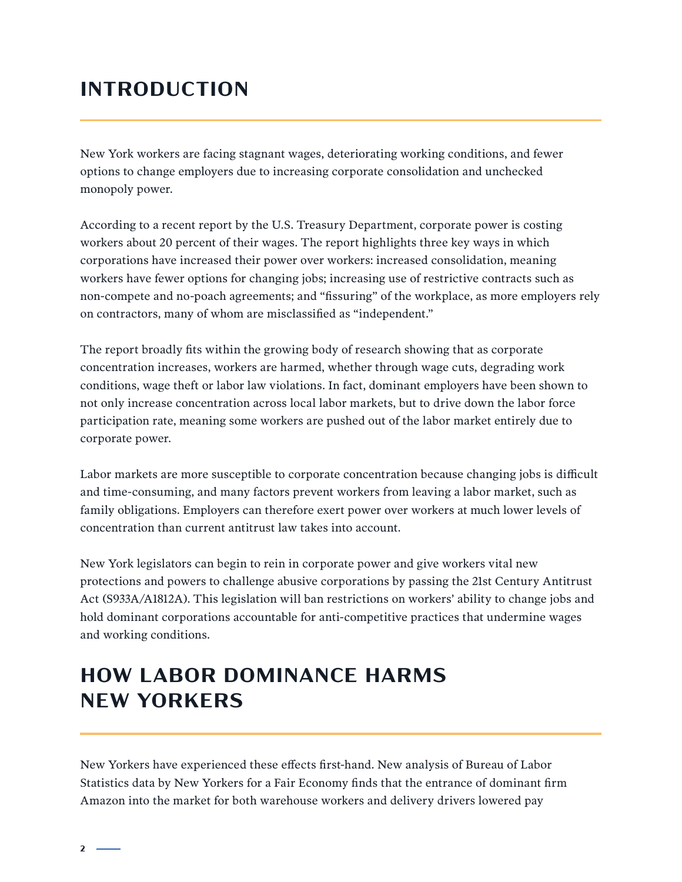## INTRODUCTION

New York workers are facing stagnant wages, deteriorating working conditions, and fewer options to change employers due to increasing corporate consolidation and unchecked monopoly power.

According to a recent report by the U.S. Treasury Department, corporate power is costing workers about 20 percent of their wages. The report highlights three key ways in which corporations have increased their power over workers: increased consolidation, meaning workers have fewer options for changing jobs; increasing use of restrictive contracts such as non-compete and no-poach agreements; and "fissuring" of the workplace, as more employers rely on contractors, many of whom are misclassified as "independent."

The report broadly fits within the growing body of research showing that as corporate concentration increases, workers are harmed, whether through wage cuts, degrading work conditions, wage theft or labor law violations. In fact, dominant employers have been shown to not only increase concentration across local labor markets, but to drive down the labor force participation rate, meaning some workers are pushed out of the labor market entirely due to corporate power.

Labor markets are more susceptible to corporate concentration because changing jobs is difficult and time-consuming, and many factors prevent workers from leaving a labor market, such as family obligations. Employers can therefore exert power over workers at much lower levels of concentration than current antitrust law takes into account.

New York legislators can begin to rein in corporate power and give workers vital new protections and powers to challenge abusive corporations by passing the 21st Century Antitrust Act (S933A/A1812A). This legislation will ban restrictions on workers' ability to change jobs and hold dominant corporations accountable for anti-competitive practices that undermine wages and working conditions.

## HOW LABOR DOMINANCE HARMS NEW YORKERS

New Yorkers have experienced these effects first-hand. New analysis of Bureau of Labor Statistics data by New Yorkers for a Fair Economy finds that the entrance of dominant firm Amazon into the market for both warehouse workers and delivery drivers lowered pay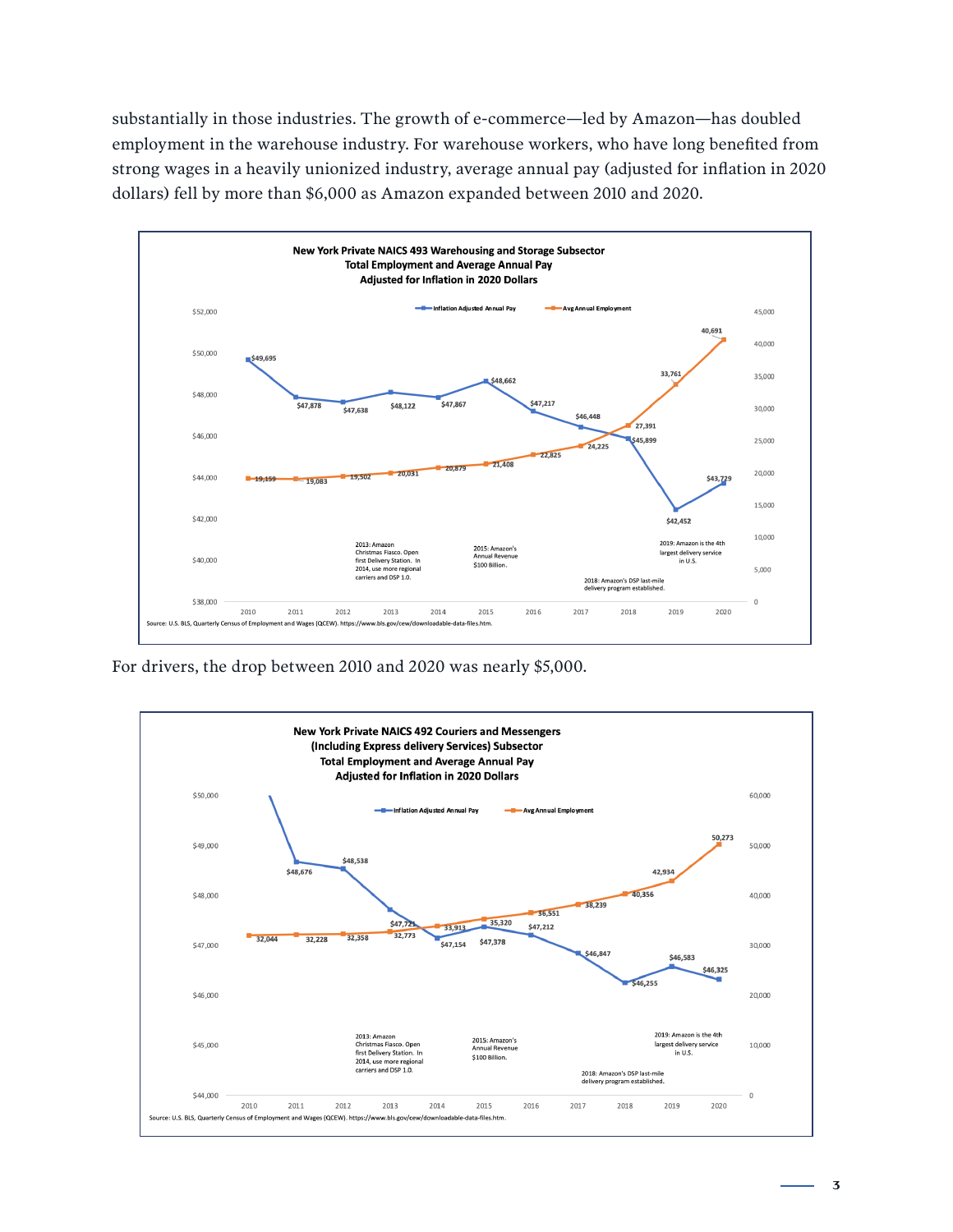substantially in those industries. The growth of e-commerce—led by Amazon—has doubled employment in the warehouse industry. For warehouse workers, who have long benefited from strong wages in a heavily unionized industry, average annual pay (adjusted for inflation in 2020 dollars) fell by more than $6,000 as Amazon expanded between 2010 and 2020.

**New York Private NAICS 493 Warehousing and Storage Subsector**
**Total Employment and Average Annual Pay**
**Adjusted for Inflation in 2020 Dollars**

| Year | Inflation Adjusted Annual Pay | Avg Annual Employment |
|---|---|---|
| 2010 | $49,695 | 19,159 |
| 2011 | $47,878 | 19,083 |
| 2012 | $47,638 | 19,502 |
| 2013 | $48,122 | 20,031 |
| 2014 | $47,867 | 20,879 |
| 2015 | $48,662 | 21,408 |
| 2016 | $47,217 | 22,825 |
| 2017 | $46,448 | 24,225 |
| 2018 | $45,899 | 27,391 |
| 2019 | $42,452 | 33,761 |
| 2020 | $43,729 | 40,691 |

2013: Amazon Christmas Fiasco. Open first Delivery Station. In 2014, use more regional carriers and DSP 1.0.

2015: Amazon's Annual Revenue $100 Billion.

2018: Amazon's DSP last-mile delivery program established.

2019: Amazon is the 4th largest delivery service in U.S.

Source: U.S. BLS, Quarterly Census of Employment and Wages (QCEW). https://www.bls.gov/cew/downloadable-data-files.htm.

For drivers, the drop between 2010 and 2020 was nearly $5,000.

**New York Private NAICS 492 Couriers and Messengers**
**(Including Express delivery Services) Subsector**
**Total Employment and Average Annual Pay**
**Adjusted for Inflation in 2020 Dollars**

| Year | Inflation Adjusted Annual Pay | Avg Annual Employment |
|---|---|---|
| 2010 | | 32,044 |
| 2011 | $48,676 | 32,228 |
| 2012 | $48,538 | 32,358 |
| 2013 | $47,72 | 32,773 |
| 2014 | $47,154 | 33,913 |
| 2015 | $47,378 | 35,320 |
| 2016 | $47,212 | 36,551 |
| 2017 | $46,847 | 38,239 |
| 2018 | $46,255 | 40,356 |
| 2019 | $46,583 | 42,934 |
| 2020 | $46,325 | 50,273 |

2013: Amazon Christmas Fiasco. Open first Delivery Station. In 2014, use more regional carriers and DSP 1.0.

2015: Amazon's Annual Revenue $100 Billion.

2018: Amazon's DSP last-mile delivery program established.

2019: Amazon is the 4th largest delivery service in U.S.

Source: U.S. BLS, Quarterly Census of Employment and Wages (QCEW). https://www.bls.gov/cew/downloadable-data-files.htm.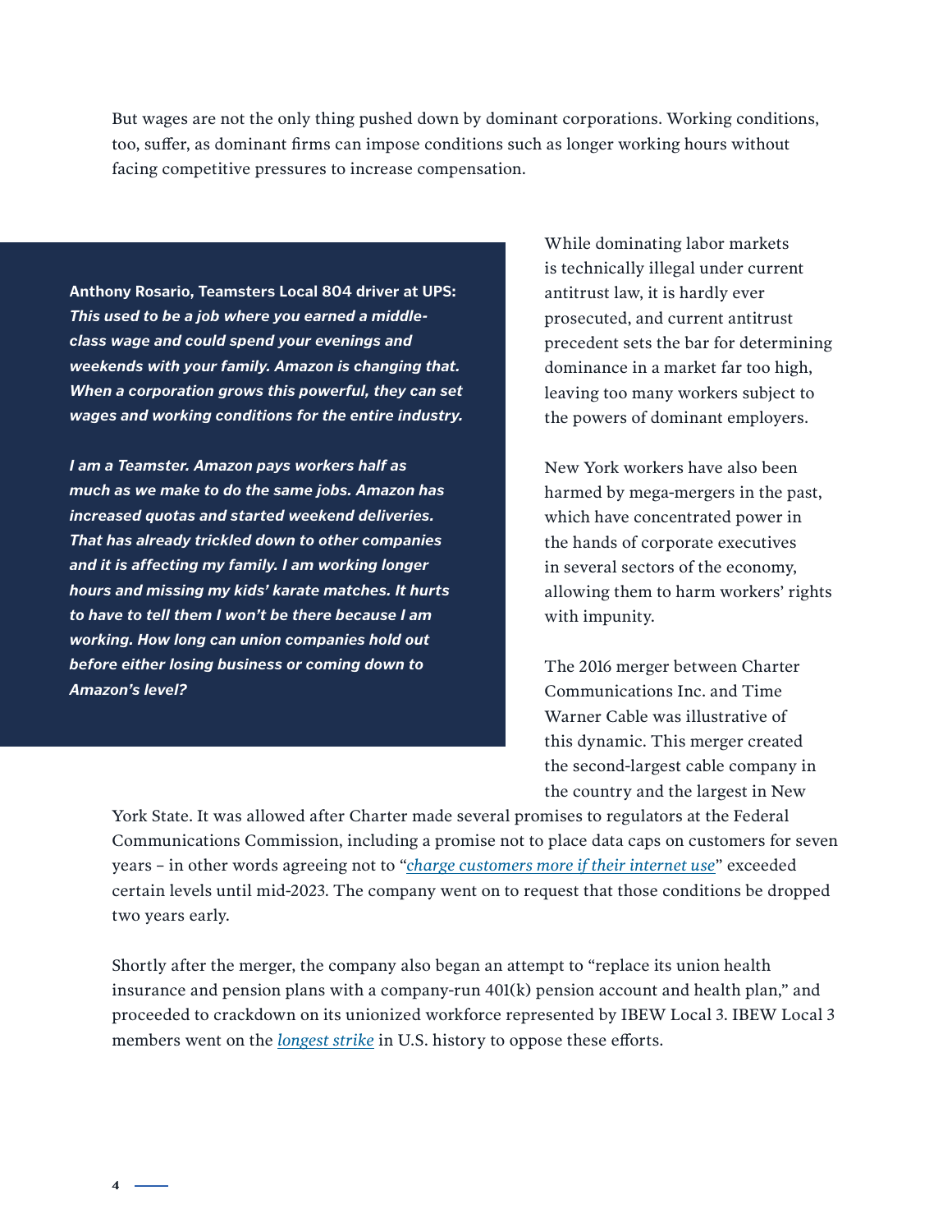But wages are not the only thing pushed down by dominant corporations. Working conditions, too, suffer, as dominant firms can impose conditions such as longer working hours without facing competitive pressures to increase compensation.

> **Anthony Rosario, Teamsters Local 804 driver at UPS:** ***This used to be a job where you earned a middle-class wage and could spend your evenings and weekends with your family. Amazon is changing that. When a corporation grows this powerful, they can set wages and working conditions for the entire industry.***
>
> ***I am a Teamster. Amazon pays workers half as much as we make to do the same jobs. Amazon has increased quotas and started weekend deliveries. That has already trickled down to other companies and it is affecting my family. I am working longer hours and missing my kids' karate matches. It hurts to have to tell them I won't be there because I am working. How long can union companies hold out before either losing business or coming down to Amazon's level?***

While dominating labor markets is technically illegal under current antitrust law, it is hardly ever prosecuted, and current antitrust precedent sets the bar for determining dominance in a market far too high, leaving too many workers subject to the powers of dominant employers.

New York workers have also been harmed by mega-mergers in the past, which have concentrated power in the hands of corporate executives in several sectors of the economy, allowing them to harm workers' rights with impunity.

The 2016 merger between Charter Communications Inc. and Time Warner Cable was illustrative of this dynamic. This merger created the second-largest cable company in the country and the largest in New York State. It was allowed after Charter made several promises to regulators at the Federal Communications Commission, including a promise not to place data caps on customers for seven years – in other words agreeing not to "*charge customers more if their internet use*" exceeded certain levels until mid-2023. The company went on to request that those conditions be dropped two years early.

Shortly after the merger, the company also began an attempt to "replace its union health insurance and pension plans with a company-run 401(k) pension account and health plan," and proceeded to crackdown on its unionized workforce represented by IBEW Local 3. IBEW Local 3 members went on the *longest strike* in U.S. history to oppose these efforts.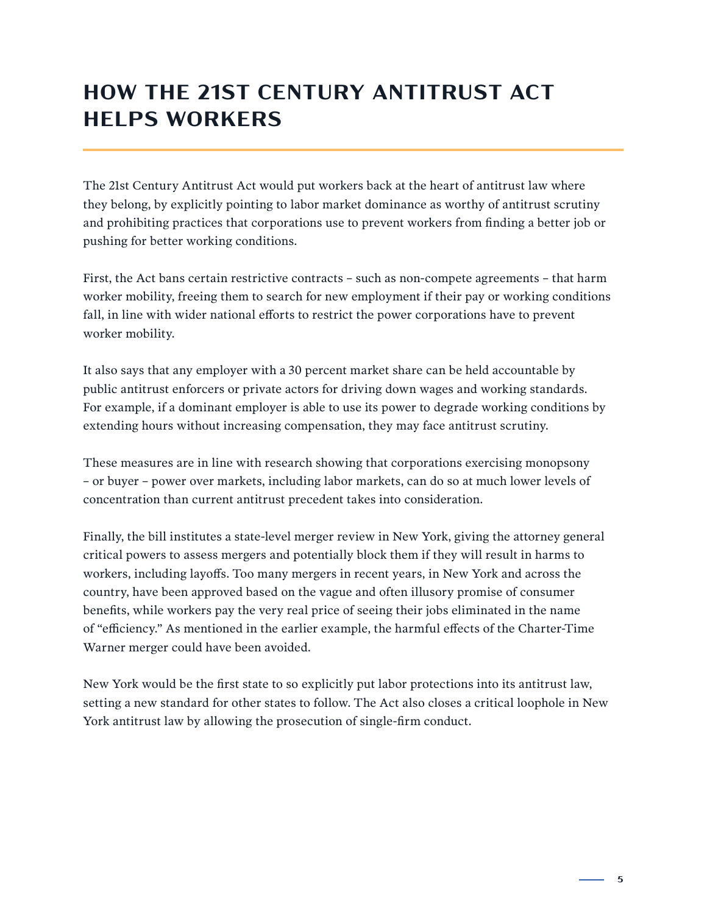# HOW THE 21ST CENTURY ANTITRUST ACT HELPS WORKERS

The 21st Century Antitrust Act would put workers back at the heart of antitrust law where they belong, by explicitly pointing to labor market dominance as worthy of antitrust scrutiny and prohibiting practices that corporations use to prevent workers from finding a better job or pushing for better working conditions.

First, the Act bans certain restrictive contracts – such as non-compete agreements – that harm worker mobility, freeing them to search for new employment if their pay or working conditions fall, in line with wider national efforts to restrict the power corporations have to prevent worker mobility.

It also says that any employer with a 30 percent market share can be held accountable by public antitrust enforcers or private actors for driving down wages and working standards. For example, if a dominant employer is able to use its power to degrade working conditions by extending hours without increasing compensation, they may face antitrust scrutiny.

These measures are in line with research showing that corporations exercising monopsony – or buyer – power over markets, including labor markets, can do so at much lower levels of concentration than current antitrust precedent takes into consideration.

Finally, the bill institutes a state-level merger review in New York, giving the attorney general critical powers to assess mergers and potentially block them if they will result in harms to workers, including layoffs. Too many mergers in recent years, in New York and across the country, have been approved based on the vague and often illusory promise of consumer benefits, while workers pay the very real price of seeing their jobs eliminated in the name of "efficiency." As mentioned in the earlier example, the harmful effects of the Charter-Time Warner merger could have been avoided.

New York would be the first state to so explicitly put labor protections into its antitrust law, setting a new standard for other states to follow. The Act also closes a critical loophole in New York antitrust law by allowing the prosecution of single-firm conduct.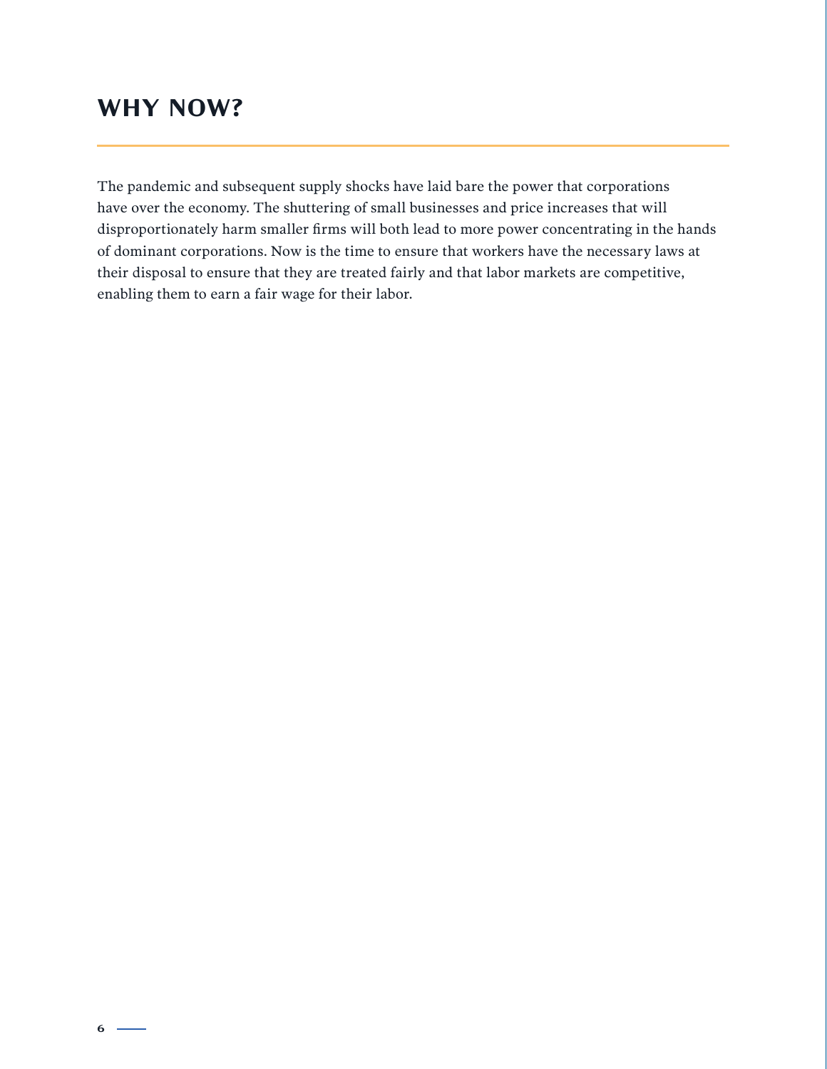# WHY NOW?

The pandemic and subsequent supply shocks have laid bare the power that corporations have over the economy. The shuttering of small businesses and price increases that will disproportionately harm smaller firms will both lead to more power concentrating in the hands of dominant corporations. Now is the time to ensure that workers have the necessary laws at their disposal to ensure that they are treated fairly and that labor markets are competitive, enabling them to earn a fair wage for their labor.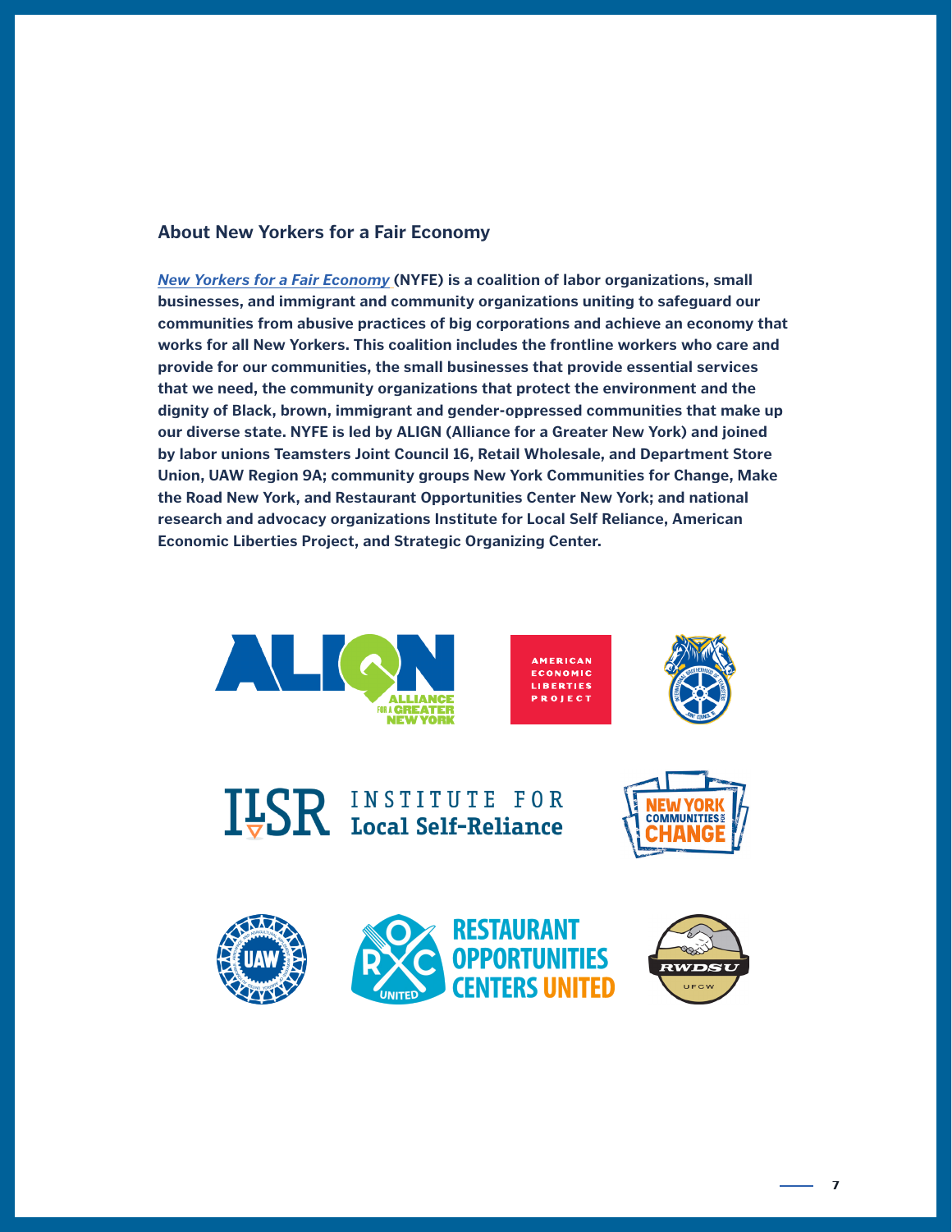## About New Yorkers for a Fair Economy

**[New Yorkers for a Fair Economy](#) (NYFE) is a coalition of labor organizations, small businesses, and immigrant and community organizations uniting to safeguard our communities from abusive practices of big corporations and achieve an economy that works for all New Yorkers. This coalition includes the frontline workers who care and provide for our communities, the small businesses that provide essential services that we need, the community organizations that protect the environment and the dignity of Black, brown, immigrant and gender-oppressed communities that make up our diverse state. NYFE is led by ALIGN (Alliance for a Greater New York) and joined by labor unions Teamsters Joint Council 16, Retail Wholesale, and Department Store Union, UAW Region 9A; community groups New York Communities for Change, Make the Road New York, and Restaurant Opportunities Center New York; and national research and advocacy organizations Institute for Local Self Reliance, American Economic Liberties Project, and Strategic Organizing Center.**